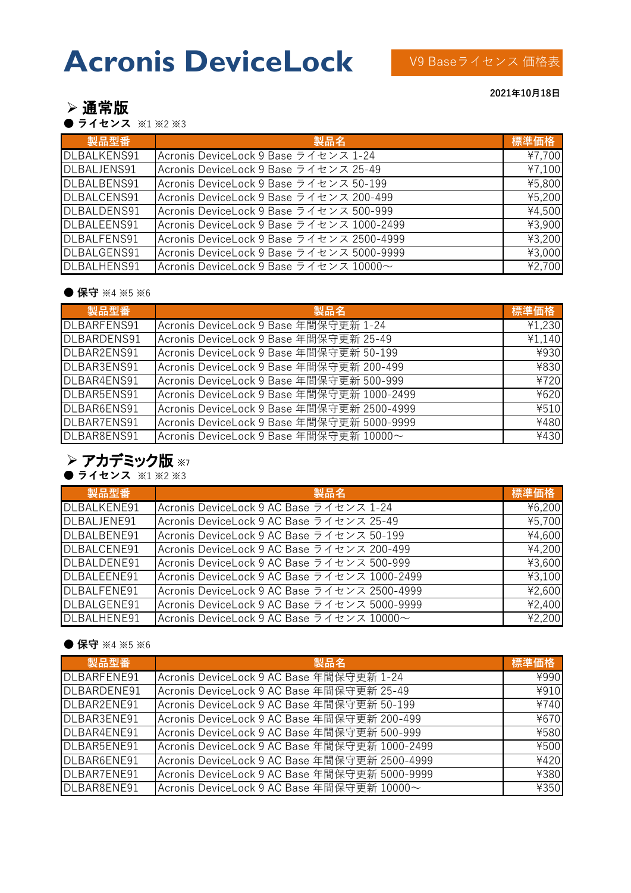# Acronis DeviceLock

V9 Baseライセンス 価格表

2021年10月18日

## ➢ 通常版

● **ライセンス** ※1 ※2 ※3

| 製品型番 | 製品名 | 標準価格 |
|---|---|---|
| DLBALKENS91 | Acronis DeviceLock 9 Base ライセンス 1-24 | ¥7,700 |
| DLBALJENS91 | Acronis DeviceLock 9 Base ライセンス 25-49 | ¥7,100 |
| DLBALBENS91 | Acronis DeviceLock 9 Base ライセンス 50-199 | ¥5,800 |
| DLBALCENS91 | Acronis DeviceLock 9 Base ライセンス 200-499 | ¥5,200 |
| DLBALDENS91 | Acronis DeviceLock 9 Base ライセンス 500-999 | ¥4,500 |
| DLBALEENS91 | Acronis DeviceLock 9 Base ライセンス 1000-2499 | ¥3,900 |
| DLBALFENS91 | Acronis DeviceLock 9 Base ライセンス 2500-4999 | ¥3,200 |
| DLBALGENS91 | Acronis DeviceLock 9 Base ライセンス 5000-9999 | ¥3,000 |
| DLBALHENS91 | Acronis DeviceLock 9 Base ライセンス 10000～ | ¥2,700 |

● **保守** ※4 ※5 ※6

| 製品型番 | 製品名 | 標準価格 |
|---|---|---|
| DLBARFENS91 | Acronis DeviceLock 9 Base 年間保守更新 1-24 | ¥1,230 |
| DLBARDENS91 | Acronis DeviceLock 9 Base 年間保守更新 25-49 | ¥1,140 |
| DLBAR2ENS91 | Acronis DeviceLock 9 Base 年間保守更新 50-199 | ¥930 |
| DLBAR3ENS91 | Acronis DeviceLock 9 Base 年間保守更新 200-499 | ¥830 |
| DLBAR4ENS91 | Acronis DeviceLock 9 Base 年間保守更新 500-999 | ¥720 |
| DLBAR5ENS91 | Acronis DeviceLock 9 Base 年間保守更新 1000-2499 | ¥620 |
| DLBAR6ENS91 | Acronis DeviceLock 9 Base 年間保守更新 2500-4999 | ¥510 |
| DLBAR7ENS91 | Acronis DeviceLock 9 Base 年間保守更新 5000-9999 | ¥480 |
| DLBAR8ENS91 | Acronis DeviceLock 9 Base 年間保守更新 10000～ | ¥430 |

## ➢ アカデミック版 ※7

● **ライセンス** ※1 ※2 ※3

| 製品型番 | 製品名 | 標準価格 |
|---|---|---|
| DLBALKENE91 | Acronis DeviceLock 9 AC Base ライセンス 1-24 | ¥6,200 |
| DLBALJENE91 | Acronis DeviceLock 9 AC Base ライセンス 25-49 | ¥5,700 |
| DLBALBENE91 | Acronis DeviceLock 9 AC Base ライセンス 50-199 | ¥4,600 |
| DLBALCENE91 | Acronis DeviceLock 9 AC Base ライセンス 200-499 | ¥4,200 |
| DLBALDENE91 | Acronis DeviceLock 9 AC Base ライセンス 500-999 | ¥3,600 |
| DLBALEENE91 | Acronis DeviceLock 9 AC Base ライセンス 1000-2499 | ¥3,100 |
| DLBALFENE91 | Acronis DeviceLock 9 AC Base ライセンス 2500-4999 | ¥2,600 |
| DLBALGENE91 | Acronis DeviceLock 9 AC Base ライセンス 5000-9999 | ¥2,400 |
| DLBALHENE91 | Acronis DeviceLock 9 AC Base ライセンス 10000～ | ¥2,200 |

● **保守** ※4 ※5 ※6

| 製品型番 | 製品名 | 標準価格 |
|---|---|---|
| DLBARFENE91 | Acronis DeviceLock 9 AC Base 年間保守更新 1-24 | ¥990 |
| DLBARDENE91 | Acronis DeviceLock 9 AC Base 年間保守更新 25-49 | ¥910 |
| DLBAR2ENE91 | Acronis DeviceLock 9 AC Base 年間保守更新 50-199 | ¥740 |
| DLBAR3ENE91 | Acronis DeviceLock 9 AC Base 年間保守更新 200-499 | ¥670 |
| DLBAR4ENE91 | Acronis DeviceLock 9 AC Base 年間保守更新 500-999 | ¥580 |
| DLBAR5ENE91 | Acronis DeviceLock 9 AC Base 年間保守更新 1000-2499 | ¥500 |
| DLBAR6ENE91 | Acronis DeviceLock 9 AC Base 年間保守更新 2500-4999 | ¥420 |
| DLBAR7ENE91 | Acronis DeviceLock 9 AC Base 年間保守更新 5000-9999 | ¥380 |
| DLBAR8ENE91 | Acronis DeviceLock 9 AC Base 年間保守更新 10000～ | ¥350 |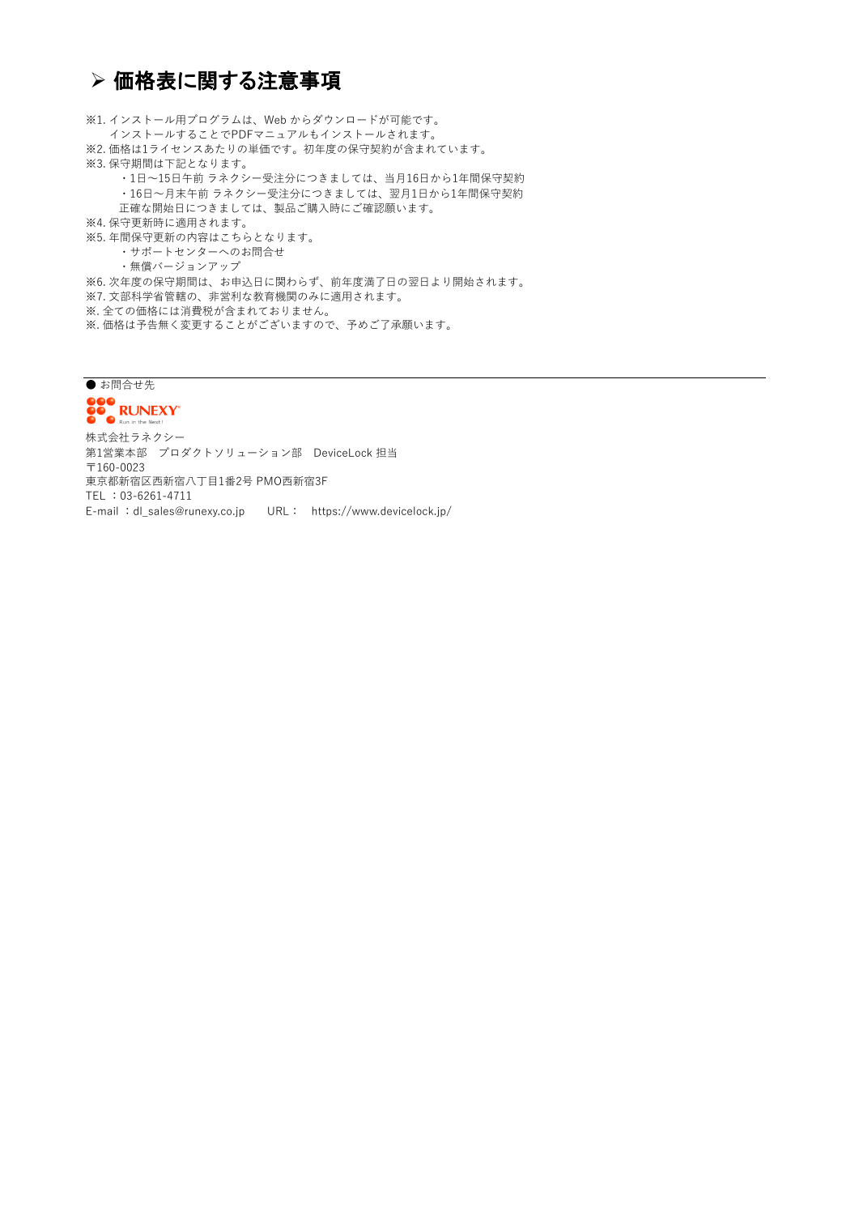## ➢ 価格表に関する注意事項

※1. インストール用プログラムは、Web からダウンロードが可能です。
　インストールすることでPDFマニュアルもインストールされます。
※2. 価格は1ライセンスあたりの単価です。初年度の保守契約が含まれています。
※3. 保守期間は下記となります。
　・1日～15日午前 ラネクシー受注分につきましては、当月16日から1年間保守契約
　・16日～月末午前 ラネクシー受注分につきましては、翌月1日から1年間保守契約
　正確な開始日につきましては、製品ご購入時にご確認願います。
※4. 保守更新時に適用されます。
※5. 年間保守更新の内容はこちらとなります。
　・サポートセンターへのお問合せ
　・無償バージョンアップ
※6. 次年度の保守期間は、お申込日に関わらず、前年度満了日の翌日より開始されます。
※7. 文部科学省管轄の、非営利な教育機関のみに適用されます。
※. 全ての価格には消費税が含まれておりません。
※. 価格は予告無く変更することがございますので、予めご了承願います。

---

● お問合せ先

RUNEXY Run in the Next!

株式会社ラネクシー
第1営業本部　プロダクトソリューション部　DeviceLock 担当
〒160-0023
東京都新宿区西新宿八丁目1番2号 PMO西新宿3F
TEL ：03-6261-4711
E-mail ：dl_sales@runexy.co.jp　　URL：　https://www.devicelock.jp/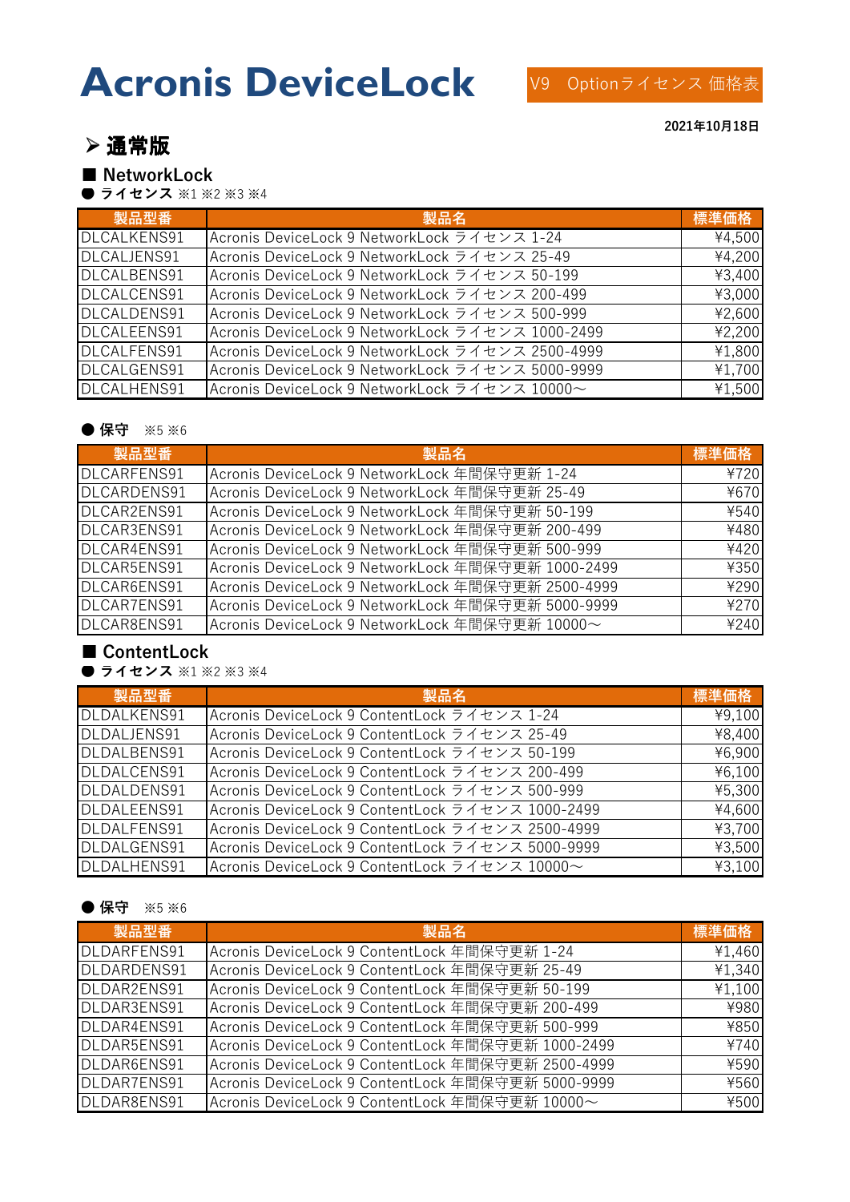# Acronis DeviceLock

V9　Optionライセンス 価格表

2021年10月18日

## ➢ 通常版

### ■ NetworkLock

● **ライセンス** ※1 ※2 ※3 ※4

| 製品型番 | 製品名 | 標準価格 |
|---|---|---|
| DLCALKENS91 | Acronis DeviceLock 9 NetworkLock ライセンス 1-24 | ¥4,500 |
| DLCALJENS91 | Acronis DeviceLock 9 NetworkLock ライセンス 25-49 | ¥4,200 |
| DLCALBENS91 | Acronis DeviceLock 9 NetworkLock ライセンス 50-199 | ¥3,400 |
| DLCALCENS91 | Acronis DeviceLock 9 NetworkLock ライセンス 200-499 | ¥3,000 |
| DLCALDENS91 | Acronis DeviceLock 9 NetworkLock ライセンス 500-999 | ¥2,600 |
| DLCALEENS91 | Acronis DeviceLock 9 NetworkLock ライセンス 1000-2499 | ¥2,200 |
| DLCALFENS91 | Acronis DeviceLock 9 NetworkLock ライセンス 2500-4999 | ¥1,800 |
| DLCALGENS91 | Acronis DeviceLock 9 NetworkLock ライセンス 5000-9999 | ¥1,700 |
| DLCALHENS91 | Acronis DeviceLock 9 NetworkLock ライセンス 10000〜 | ¥1,500 |

● **保守**　※5 ※6

| 製品型番 | 製品名 | 標準価格 |
|---|---|---|
| DLCARFENS91 | Acronis DeviceLock 9 NetworkLock 年間保守更新 1-24 | ¥720 |
| DLCARDENS91 | Acronis DeviceLock 9 NetworkLock 年間保守更新 25-49 | ¥670 |
| DLCAR2ENS91 | Acronis DeviceLock 9 NetworkLock 年間保守更新 50-199 | ¥540 |
| DLCAR3ENS91 | Acronis DeviceLock 9 NetworkLock 年間保守更新 200-499 | ¥480 |
| DLCAR4ENS91 | Acronis DeviceLock 9 NetworkLock 年間保守更新 500-999 | ¥420 |
| DLCAR5ENS91 | Acronis DeviceLock 9 NetworkLock 年間保守更新 1000-2499 | ¥350 |
| DLCAR6ENS91 | Acronis DeviceLock 9 NetworkLock 年間保守更新 2500-4999 | ¥290 |
| DLCAR7ENS91 | Acronis DeviceLock 9 NetworkLock 年間保守更新 5000-9999 | ¥270 |
| DLCAR8ENS91 | Acronis DeviceLock 9 NetworkLock 年間保守更新 10000〜 | ¥240 |

### ■ ContentLock

● **ライセンス** ※1 ※2 ※3 ※4

| 製品型番 | 製品名 | 標準価格 |
|---|---|---|
| DLDALKENS91 | Acronis DeviceLock 9 ContentLock ライセンス 1-24 | ¥9,100 |
| DLDALJENS91 | Acronis DeviceLock 9 ContentLock ライセンス 25-49 | ¥8,400 |
| DLDALBENS91 | Acronis DeviceLock 9 ContentLock ライセンス 50-199 | ¥6,900 |
| DLDALCENS91 | Acronis DeviceLock 9 ContentLock ライセンス 200-499 | ¥6,100 |
| DLDALDENS91 | Acronis DeviceLock 9 ContentLock ライセンス 500-999 | ¥5,300 |
| DLDALEENS91 | Acronis DeviceLock 9 ContentLock ライセンス 1000-2499 | ¥4,600 |
| DLDALFENS91 | Acronis DeviceLock 9 ContentLock ライセンス 2500-4999 | ¥3,700 |
| DLDALGENS91 | Acronis DeviceLock 9 ContentLock ライセンス 5000-9999 | ¥3,500 |
| DLDALHENS91 | Acronis DeviceLock 9 ContentLock ライセンス 10000〜 | ¥3,100 |

● **保守**　※5 ※6

| 製品型番 | 製品名 | 標準価格 |
|---|---|---|
| DLDARFENS91 | Acronis DeviceLock 9 ContentLock 年間保守更新 1-24 | ¥1,460 |
| DLDARDENS91 | Acronis DeviceLock 9 ContentLock 年間保守更新 25-49 | ¥1,340 |
| DLDAR2ENS91 | Acronis DeviceLock 9 ContentLock 年間保守更新 50-199 | ¥1,100 |
| DLDAR3ENS91 | Acronis DeviceLock 9 ContentLock 年間保守更新 200-499 | ¥980 |
| DLDAR4ENS91 | Acronis DeviceLock 9 ContentLock 年間保守更新 500-999 | ¥850 |
| DLDAR5ENS91 | Acronis DeviceLock 9 ContentLock 年間保守更新 1000-2499 | ¥740 |
| DLDAR6ENS91 | Acronis DeviceLock 9 ContentLock 年間保守更新 2500-4999 | ¥590 |
| DLDAR7ENS91 | Acronis DeviceLock 9 ContentLock 年間保守更新 5000-9999 | ¥560 |
| DLDAR8ENS91 | Acronis DeviceLock 9 ContentLock 年間保守更新 10000〜 | ¥500 |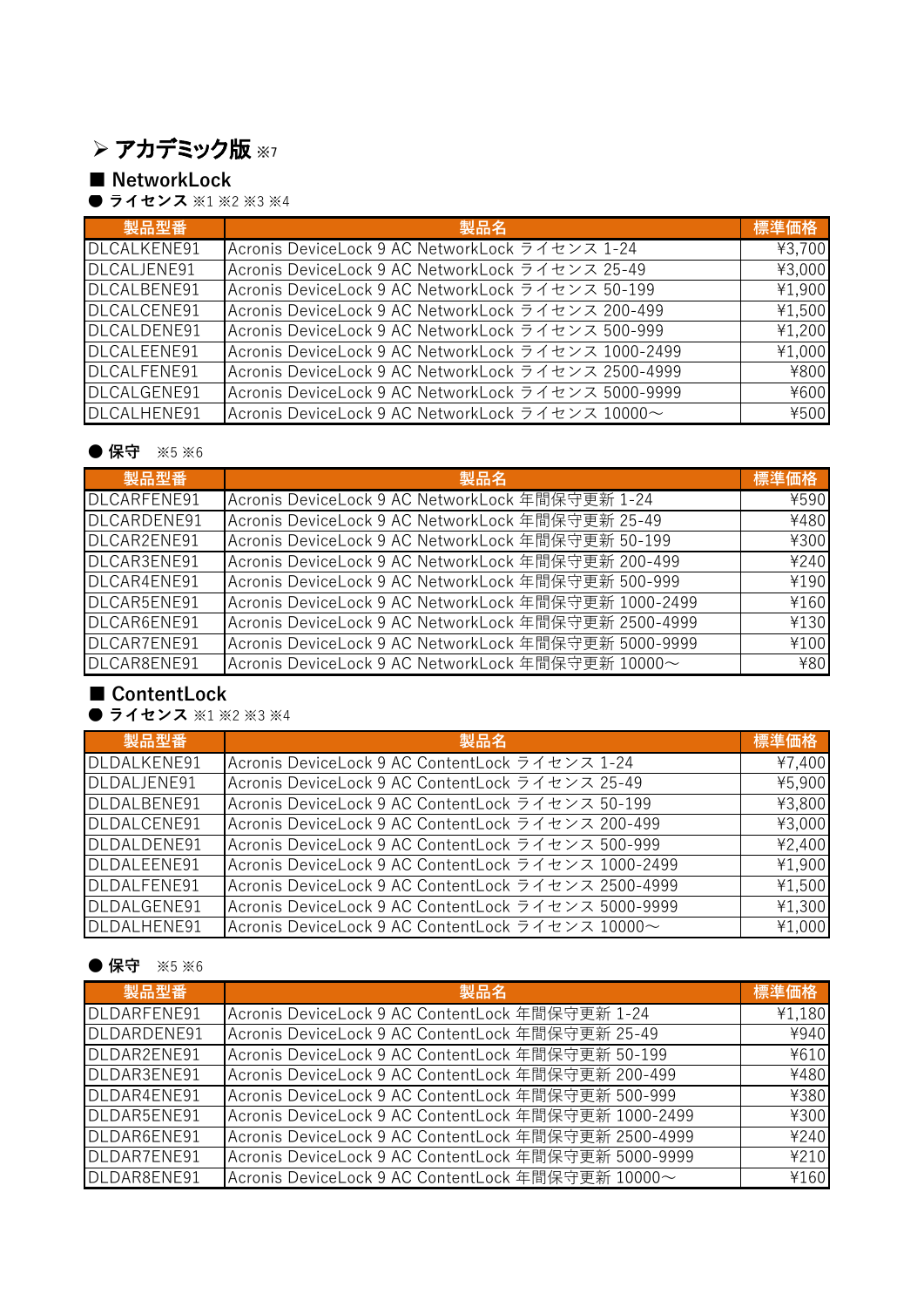## ➢ アカデミック版 ※7

### ■ NetworkLock

● **ライセンス** ※1 ※2 ※3 ※4

| 製品型番 | 製品名 | 標準価格 |
| --- | --- | --- |
| DLCALKENE91 | Acronis DeviceLock 9 AC NetworkLock ライセンス 1-24 | ¥3,700 |
| DLCALJENE91 | Acronis DeviceLock 9 AC NetworkLock ライセンス 25-49 | ¥3,000 |
| DLCALBENE91 | Acronis DeviceLock 9 AC NetworkLock ライセンス 50-199 | ¥1,900 |
| DLCALCENE91 | Acronis DeviceLock 9 AC NetworkLock ライセンス 200-499 | ¥1,500 |
| DLCALDENE91 | Acronis DeviceLock 9 AC NetworkLock ライセンス 500-999 | ¥1,200 |
| DLCALEENE91 | Acronis DeviceLock 9 AC NetworkLock ライセンス 1000-2499 | ¥1,000 |
| DLCALFENE91 | Acronis DeviceLock 9 AC NetworkLock ライセンス 2500-4999 | ¥800 |
| DLCALGENE91 | Acronis DeviceLock 9 AC NetworkLock ライセンス 5000-9999 | ¥600 |
| DLCALHENE91 | Acronis DeviceLock 9 AC NetworkLock ライセンス 10000～ | ¥500 |

● **保守**　※5 ※6

| 製品型番 | 製品名 | 標準価格 |
| --- | --- | --- |
| DLCARFENE91 | Acronis DeviceLock 9 AC NetworkLock 年間保守更新 1-24 | ¥590 |
| DLCARDENE91 | Acronis DeviceLock 9 AC NetworkLock 年間保守更新 25-49 | ¥480 |
| DLCAR2ENE91 | Acronis DeviceLock 9 AC NetworkLock 年間保守更新 50-199 | ¥300 |
| DLCAR3ENE91 | Acronis DeviceLock 9 AC NetworkLock 年間保守更新 200-499 | ¥240 |
| DLCAR4ENE91 | Acronis DeviceLock 9 AC NetworkLock 年間保守更新 500-999 | ¥190 |
| DLCAR5ENE91 | Acronis DeviceLock 9 AC NetworkLock 年間保守更新 1000-2499 | ¥160 |
| DLCAR6ENE91 | Acronis DeviceLock 9 AC NetworkLock 年間保守更新 2500-4999 | ¥130 |
| DLCAR7ENE91 | Acronis DeviceLock 9 AC NetworkLock 年間保守更新 5000-9999 | ¥100 |
| DLCAR8ENE91 | Acronis DeviceLock 9 AC NetworkLock 年間保守更新 10000～ | ¥80 |

### ■ ContentLock

● **ライセンス** ※1 ※2 ※3 ※4

| 製品型番 | 製品名 | 標準価格 |
| --- | --- | --- |
| DLDALKENE91 | Acronis DeviceLock 9 AC ContentLock ライセンス 1-24 | ¥7,400 |
| DLDALJENE91 | Acronis DeviceLock 9 AC ContentLock ライセンス 25-49 | ¥5,900 |
| DLDALBENE91 | Acronis DeviceLock 9 AC ContentLock ライセンス 50-199 | ¥3,800 |
| DLDALCENE91 | Acronis DeviceLock 9 AC ContentLock ライセンス 200-499 | ¥3,000 |
| DLDALDENE91 | Acronis DeviceLock 9 AC ContentLock ライセンス 500-999 | ¥2,400 |
| DLDALEENE91 | Acronis DeviceLock 9 AC ContentLock ライセンス 1000-2499 | ¥1,900 |
| DLDALFENE91 | Acronis DeviceLock 9 AC ContentLock ライセンス 2500-4999 | ¥1,500 |
| DLDALGENE91 | Acronis DeviceLock 9 AC ContentLock ライセンス 5000-9999 | ¥1,300 |
| DLDALHENE91 | Acronis DeviceLock 9 AC ContentLock ライセンス 10000～ | ¥1,000 |

● **保守**　※5 ※6

| 製品型番 | 製品名 | 標準価格 |
| --- | --- | --- |
| DLDARFENE91 | Acronis DeviceLock 9 AC ContentLock 年間保守更新 1-24 | ¥1,180 |
| DLDARDENE91 | Acronis DeviceLock 9 AC ContentLock 年間保守更新 25-49 | ¥940 |
| DLDAR2ENE91 | Acronis DeviceLock 9 AC ContentLock 年間保守更新 50-199 | ¥610 |
| DLDAR3ENE91 | Acronis DeviceLock 9 AC ContentLock 年間保守更新 200-499 | ¥480 |
| DLDAR4ENE91 | Acronis DeviceLock 9 AC ContentLock 年間保守更新 500-999 | ¥380 |
| DLDAR5ENE91 | Acronis DeviceLock 9 AC ContentLock 年間保守更新 1000-2499 | ¥300 |
| DLDAR6ENE91 | Acronis DeviceLock 9 AC ContentLock 年間保守更新 2500-4999 | ¥240 |
| DLDAR7ENE91 | Acronis DeviceLock 9 AC ContentLock 年間保守更新 5000-9999 | ¥210 |
| DLDAR8ENE91 | Acronis DeviceLock 9 AC ContentLock 年間保守更新 10000～ | ¥160 |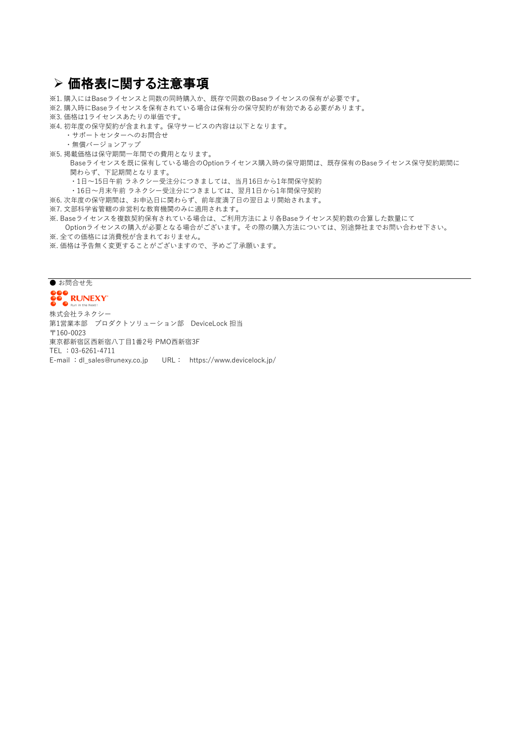## ➢ 価格表に関する注意事項

※1. 購入にはBaseライセンスと同数の同時購入か、既存で同数のBaseライセンスの保有が必要です。
※2. 購入時にBaseライセンスを保有されている場合は保有分の保守契約が有効である必要があります。
※3. 価格は1ライセンスあたりの単価です。
※4. 初年度の保守契約が含まれます。保守サービスの内容は以下となります。
- サポートセンターへのお問合せ
- 無償バージョンアップ

※5. 掲載価格は保守期間一年間での費用となります。
Baseライセンスを既に保有している場合のOptionライセンス購入時の保守期間は、既存保有のBaseライセンス保守契約期間に関わらず、下記期間となります。
- 1日〜15日午前 ラネクシー受注分につきましては、当月16日から1年間保守契約
- 16日〜月末午前 ラネクシー受注分につきましては、翌月1日から1年間保守契約

※6. 次年度の保守期間は、お申込日に関わらず、前年度満了日の翌日より開始されます。
※7. 文部科学省管轄の非営利な教育機関のみに適用されます。
※. Baseライセンスを複数契約保有されている場合は、ご利用方法により各Baseライセンス契約数の合算した数量にて
Optionライセンスの購入が必要となる場合がございます。その際の購入方法については、別途弊社までお問い合わせ下さい。
※. 全ての価格には消費税が含まれておりません。
※. 価格は予告無く変更することがございますので、予めご了承願います。

---

● お問合せ先

RUNEXY

株式会社ラネクシー
第1営業本部　プロダクトソリューション部　DeviceLock 担当
〒160-0023
東京都新宿区西新宿八丁目1番2号 PMO西新宿3F
TEL ：03-6261-4711
E-mail ：dl_sales@runexy.co.jp　　URL：　https://www.devicelock.jp/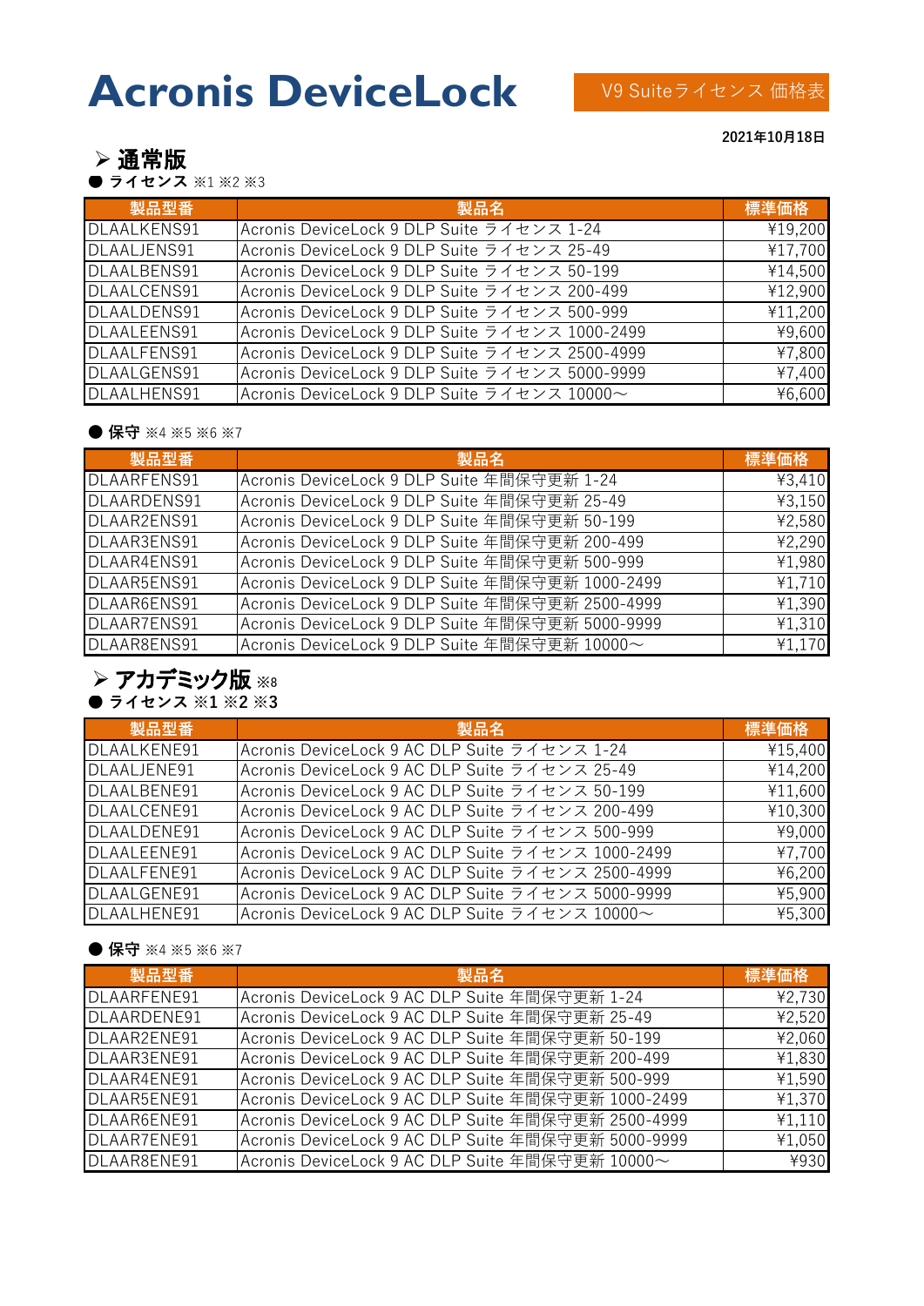# Acronis DeviceLock

V9 Suiteライセンス 価格表

2021年10月18日

## ➢ 通常版

● **ライセンス** ※1 ※2 ※3

| 製品型番 | 製品名 | 標準価格 |
|---|---|---|
| DLAALKENS91 | Acronis DeviceLock 9 DLP Suite ライセンス 1-24 | ¥19,200 |
| DLAALJENS91 | Acronis DeviceLock 9 DLP Suite ライセンス 25-49 | ¥17,700 |
| DLAALBENS91 | Acronis DeviceLock 9 DLP Suite ライセンス 50-199 | ¥14,500 |
| DLAALCENS91 | Acronis DeviceLock 9 DLP Suite ライセンス 200-499 | ¥12,900 |
| DLAALDENS91 | Acronis DeviceLock 9 DLP Suite ライセンス 500-999 | ¥11,200 |
| DLAALEENS91 | Acronis DeviceLock 9 DLP Suite ライセンス 1000-2499 | ¥9,600 |
| DLAALFENS91 | Acronis DeviceLock 9 DLP Suite ライセンス 2500-4999 | ¥7,800 |
| DLAALGENS91 | Acronis DeviceLock 9 DLP Suite ライセンス 5000-9999 | ¥7,400 |
| DLAALHENS91 | Acronis DeviceLock 9 DLP Suite ライセンス 10000～ | ¥6,600 |

● **保守** ※4 ※5 ※6 ※7

| 製品型番 | 製品名 | 標準価格 |
|---|---|---|
| DLAARFENS91 | Acronis DeviceLock 9 DLP Suite 年間保守更新 1-24 | ¥3,410 |
| DLAARDENS91 | Acronis DeviceLock 9 DLP Suite 年間保守更新 25-49 | ¥3,150 |
| DLAAR2ENS91 | Acronis DeviceLock 9 DLP Suite 年間保守更新 50-199 | ¥2,580 |
| DLAAR3ENS91 | Acronis DeviceLock 9 DLP Suite 年間保守更新 200-499 | ¥2,290 |
| DLAAR4ENS91 | Acronis DeviceLock 9 DLP Suite 年間保守更新 500-999 | ¥1,980 |
| DLAAR5ENS91 | Acronis DeviceLock 9 DLP Suite 年間保守更新 1000-2499 | ¥1,710 |
| DLAAR6ENS91 | Acronis DeviceLock 9 DLP Suite 年間保守更新 2500-4999 | ¥1,390 |
| DLAAR7ENS91 | Acronis DeviceLock 9 DLP Suite 年間保守更新 5000-9999 | ¥1,310 |
| DLAAR8ENS91 | Acronis DeviceLock 9 DLP Suite 年間保守更新 10000～ | ¥1,170 |

## ➢ アカデミック版 ※8

● **ライセンス ※1 ※2 ※3**

| 製品型番 | 製品名 | 標準価格 |
|---|---|---|
| DLAALKENE91 | Acronis DeviceLock 9 AC DLP Suite ライセンス 1-24 | ¥15,400 |
| DLAALJENE91 | Acronis DeviceLock 9 AC DLP Suite ライセンス 25-49 | ¥14,200 |
| DLAALBENE91 | Acronis DeviceLock 9 AC DLP Suite ライセンス 50-199 | ¥11,600 |
| DLAALCENE91 | Acronis DeviceLock 9 AC DLP Suite ライセンス 200-499 | ¥10,300 |
| DLAALDENE91 | Acronis DeviceLock 9 AC DLP Suite ライセンス 500-999 | ¥9,000 |
| DLAALEENE91 | Acronis DeviceLock 9 AC DLP Suite ライセンス 1000-2499 | ¥7,700 |
| DLAALFENE91 | Acronis DeviceLock 9 AC DLP Suite ライセンス 2500-4999 | ¥6,200 |
| DLAALGENE91 | Acronis DeviceLock 9 AC DLP Suite ライセンス 5000-9999 | ¥5,900 |
| DLAALHENE91 | Acronis DeviceLock 9 AC DLP Suite ライセンス 10000～ | ¥5,300 |

● **保守** ※4 ※5 ※6 ※7

| 製品型番 | 製品名 | 標準価格 |
|---|---|---|
| DLAARFENE91 | Acronis DeviceLock 9 AC DLP Suite 年間保守更新 1-24 | ¥2,730 |
| DLAARDENE91 | Acronis DeviceLock 9 AC DLP Suite 年間保守更新 25-49 | ¥2,520 |
| DLAAR2ENE91 | Acronis DeviceLock 9 AC DLP Suite 年間保守更新 50-199 | ¥2,060 |
| DLAAR3ENE91 | Acronis DeviceLock 9 AC DLP Suite 年間保守更新 200-499 | ¥1,830 |
| DLAAR4ENE91 | Acronis DeviceLock 9 AC DLP Suite 年間保守更新 500-999 | ¥1,590 |
| DLAAR5ENE91 | Acronis DeviceLock 9 AC DLP Suite 年間保守更新 1000-2499 | ¥1,370 |
| DLAAR6ENE91 | Acronis DeviceLock 9 AC DLP Suite 年間保守更新 2500-4999 | ¥1,110 |
| DLAAR7ENE91 | Acronis DeviceLock 9 AC DLP Suite 年間保守更新 5000-9999 | ¥1,050 |
| DLAAR8ENE91 | Acronis DeviceLock 9 AC DLP Suite 年間保守更新 10000～ | ¥930 |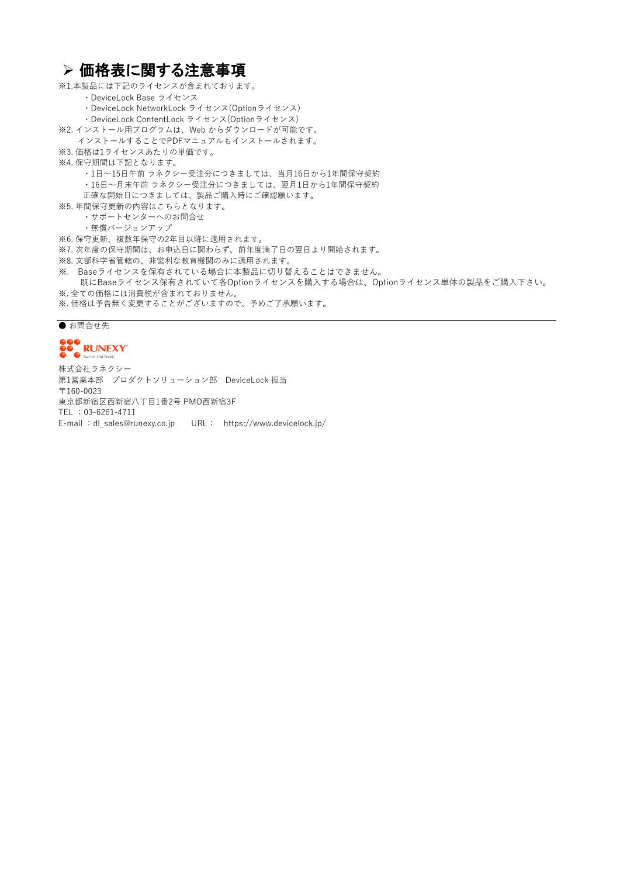## ➢ 価格表に関する注意事項

※1.本製品には下記のライセンスが含まれております。

- ・DeviceLock Base ライセンス
- ・DeviceLock NetworkLock ライセンス(Optionライセンス)
- ・DeviceLock ContentLock ライセンス(Optionライセンス)

※2. インストール用プログラムは、Web からダウンロードが可能です。
　インストールすることでPDFマニュアルもインストールされます。

※3. 価格は1ライセンスあたりの単価です。

※4. 保守期間は下記となります。

- ・1日～15日午前 ラネクシー受注分につきましては、当月16日から1年間保守契約
- ・16日～月末午前 ラネクシー受注分につきましては、翌月1日から1年間保守契約

　正確な開始日につきましては、製品ご購入時にご確認願います。

※5. 年間保守更新の内容はこちらとなります。

- ・サポートセンターへのお問合せ
- ・無償バージョンアップ

※6. 保守更新、複数年保守の2年目以降に適用されます。

※7. 次年度の保守期間は、お申込日に関わらず、前年度満了日の翌日より開始されます。

※8. 文部科学省管轄の、非営利な教育機関のみに適用されます。

※.　Baseライセンスを保有されている場合に本製品に切り替えることはできません。
　既にBaseライセンス保有されていて各Optionライセンスを購入する場合は、Optionライセンス単体の製品をご購入下さい。

※. 全ての価格には消費税が含まれておりません。

※. 価格は予告無く変更することがございますので、予めご了承願います。

---

● お問合せ先

RUNEXY Run in the Next!

株式会社ラネクシー
第1営業本部　プロダクトソリューション部　DeviceLock 担当
〒160-0023
東京都新宿区西新宿八丁目1番2号 PMO西新宿3F
TEL ：03-6261-4711
E-mail ：dl_sales@runexy.co.jp　　URL：　https://www.devicelock.jp/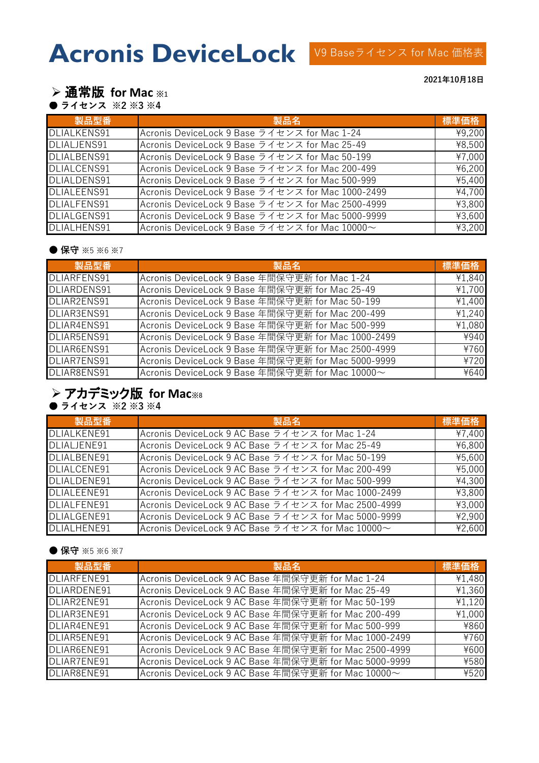# Acronis DeviceLock

V9 Baseライセンス for Mac 価格表

2021年10月18日

## ➢ 通常版 for Mac ※1

● **ライセンス ※2 ※3 ※4**

| 製品型番 | 製品名 | 標準価格 |
|---|---|---|
| DLIALKENS91 | Acronis DeviceLock 9 Base ライセンス for Mac 1-24 | ¥9,200 |
| DLIALJENS91 | Acronis DeviceLock 9 Base ライセンス for Mac 25-49 | ¥8,500 |
| DLIALBENS91 | Acronis DeviceLock 9 Base ライセンス for Mac 50-199 | ¥7,000 |
| DLIALCENS91 | Acronis DeviceLock 9 Base ライセンス for Mac 200-499 | ¥6,200 |
| DLIALDENS91 | Acronis DeviceLock 9 Base ライセンス for Mac 500-999 | ¥5,400 |
| DLIALEENS91 | Acronis DeviceLock 9 Base ライセンス for Mac 1000-2499 | ¥4,700 |
| DLIALFENS91 | Acronis DeviceLock 9 Base ライセンス for Mac 2500-4999 | ¥3,800 |
| DLIALGENS91 | Acronis DeviceLock 9 Base ライセンス for Mac 5000-9999 | ¥3,600 |
| DLIALHENS91 | Acronis DeviceLock 9 Base ライセンス for Mac 10000～ | ¥3,200 |

● **保守** ※5 ※6 ※7

| 製品型番 | 製品名 | 標準価格 |
|---|---|---|
| DLIARFENS91 | Acronis DeviceLock 9 Base 年間保守更新 for Mac 1-24 | ¥1,840 |
| DLIARDENS91 | Acronis DeviceLock 9 Base 年間保守更新 for Mac 25-49 | ¥1,700 |
| DLIAR2ENS91 | Acronis DeviceLock 9 Base 年間保守更新 for Mac 50-199 | ¥1,400 |
| DLIAR3ENS91 | Acronis DeviceLock 9 Base 年間保守更新 for Mac 200-499 | ¥1,240 |
| DLIAR4ENS91 | Acronis DeviceLock 9 Base 年間保守更新 for Mac 500-999 | ¥1,080 |
| DLIAR5ENS91 | Acronis DeviceLock 9 Base 年間保守更新 for Mac 1000-2499 | ¥940 |
| DLIAR6ENS91 | Acronis DeviceLock 9 Base 年間保守更新 for Mac 2500-4999 | ¥760 |
| DLIAR7ENS91 | Acronis DeviceLock 9 Base 年間保守更新 for Mac 5000-9999 | ¥720 |
| DLIAR8ENS91 | Acronis DeviceLock 9 Base 年間保守更新 for Mac 10000～ | ¥640 |

## ➢ アカデミック版 for Mac※8

● **ライセンス ※2 ※3 ※4**

| 製品型番 | 製品名 | 標準価格 |
|---|---|---|
| DLIALKENE91 | Acronis DeviceLock 9 AC Base ライセンス for Mac 1-24 | ¥7,400 |
| DLIALJENE91 | Acronis DeviceLock 9 AC Base ライセンス for Mac 25-49 | ¥6,800 |
| DLIALBENE91 | Acronis DeviceLock 9 AC Base ライセンス for Mac 50-199 | ¥5,600 |
| DLIALCENE91 | Acronis DeviceLock 9 AC Base ライセンス for Mac 200-499 | ¥5,000 |
| DLIALDENE91 | Acronis DeviceLock 9 AC Base ライセンス for Mac 500-999 | ¥4,300 |
| DLIALEENE91 | Acronis DeviceLock 9 AC Base ライセンス for Mac 1000-2499 | ¥3,800 |
| DLIALFENE91 | Acronis DeviceLock 9 AC Base ライセンス for Mac 2500-4999 | ¥3,000 |
| DLIALGENE91 | Acronis DeviceLock 9 AC Base ライセンス for Mac 5000-9999 | ¥2,900 |
| DLIALHENE91 | Acronis DeviceLock 9 AC Base ライセンス for Mac 10000～ | ¥2,600 |

● **保守** ※5 ※6 ※7

| 製品型番 | 製品名 | 標準価格 |
|---|---|---|
| DLIARFENE91 | Acronis DeviceLock 9 AC Base 年間保守更新 for Mac 1-24 | ¥1,480 |
| DLIARDENE91 | Acronis DeviceLock 9 AC Base 年間保守更新 for Mac 25-49 | ¥1,360 |
| DLIAR2ENE91 | Acronis DeviceLock 9 AC Base 年間保守更新 for Mac 50-199 | ¥1,120 |
| DLIAR3ENE91 | Acronis DeviceLock 9 AC Base 年間保守更新 for Mac 200-499 | ¥1,000 |
| DLIAR4ENE91 | Acronis DeviceLock 9 AC Base 年間保守更新 for Mac 500-999 | ¥860 |
| DLIAR5ENE91 | Acronis DeviceLock 9 AC Base 年間保守更新 for Mac 1000-2499 | ¥760 |
| DLIAR6ENE91 | Acronis DeviceLock 9 AC Base 年間保守更新 for Mac 2500-4999 | ¥600 |
| DLIAR7ENE91 | Acronis DeviceLock 9 AC Base 年間保守更新 for Mac 5000-9999 | ¥580 |
| DLIAR8ENE91 | Acronis DeviceLock 9 AC Base 年間保守更新 for Mac 10000～ | ¥520 |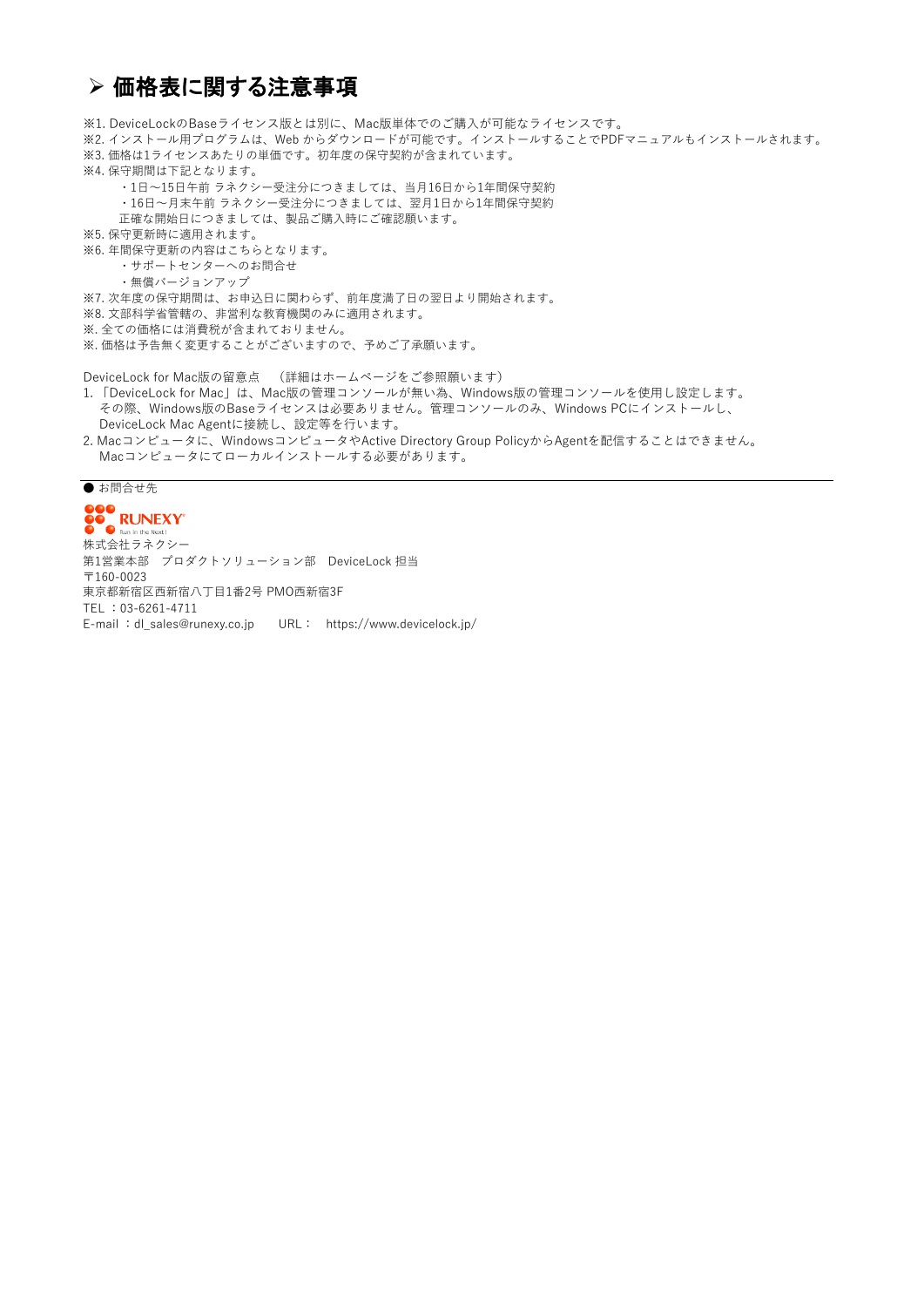## ➢ 価格表に関する注意事項

※1. DeviceLockのBaseライセンス版とは別に、Mac版単体でのご購入が可能なライセンスです。
※2. インストール用プログラムは、Web からダウンロードが可能です。インストールすることでPDFマニュアルもインストールされます。
※3. 価格は1ライセンスあたりの単価です。初年度の保守契約が含まれています。
※4. 保守期間は下記となります。

・1日～15日午前 ラネクシー受注分につきましては、当月16日から1年間保守契約
・16日～月末午前 ラネクシー受注分につきましては、翌月1日から1年間保守契約
正確な開始日につきましては、製品ご購入時にご確認願います。

※5. 保守更新時に適用されます。
※6. 年間保守更新の内容はこちらとなります。

・サポートセンターへのお問合せ
・無償バージョンアップ

※7. 次年度の保守期間は、お申込日に関わらず、前年度満了日の翌日より開始されます。
※8. 文部科学省管轄の、非営利な教育機関のみに適用されます。
※. 全ての価格には消費税が含まれておりません。
※. 価格は予告無く変更することがございますので、予めご了承願います。

DeviceLock for Mac版の留意点　（詳細はホームページをご参照願います）

1. 「DeviceLock for Mac」は、Mac版の管理コンソールが無い為、Windows版の管理コンソールを使用し設定します。
   その際、Windows版のBaseライセンスは必要ありません。管理コンソールのみ、Windows PCにインストールし、
   DeviceLock Mac Agentに接続し、設定等を行います。
2. Macコンピュータに、WindowsコンピュータやActive Directory Group PolicyからAgentを配信することはできません。
   Macコンピュータにてローカルインストールする必要があります。

---

● お問合せ先

RUNEXY Run in the Next!

株式会社ラネクシー
第1営業本部　プロダクトソリューション部　DeviceLock 担当
〒160-0023
東京都新宿区西新宿八丁目1番2号 PMO西新宿3F
TEL ：03-6261-4711
E-mail ：dl_sales@runexy.co.jp　　URL：　https://www.devicelock.jp/